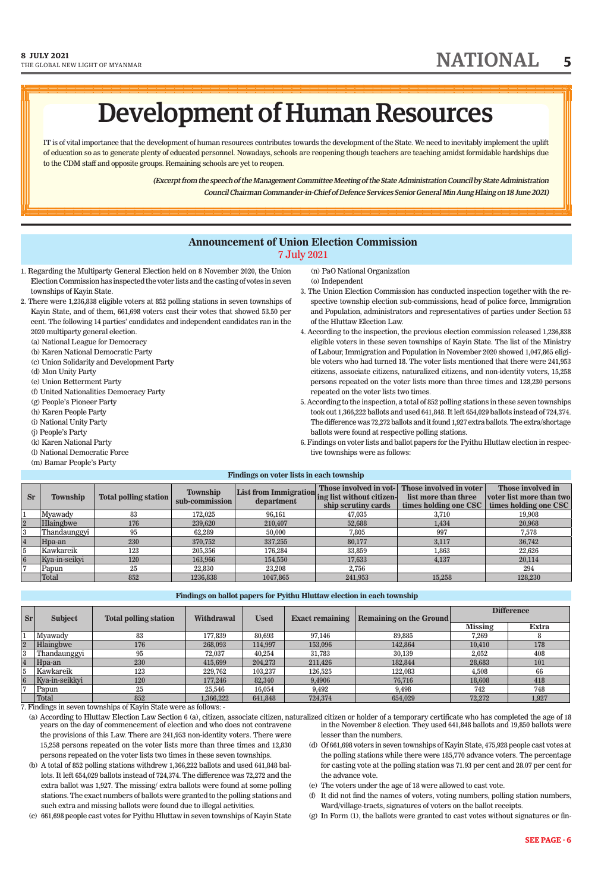# Development of Human Resources

IT is of vital importance that the development of human resources contributes towards the development of the State. We need to inevitably implement the uplift of education so as to generate plenty of educated personnel. Nowadays, schools are reopening though teachers are teaching amidst formidable hardships due to the CDM staff and opposite groups. Remaining schools are yet to reopen.

*(Excerpt from the speech of the Management Committee Meeting of the State Administration Council by State Administration Council Chairman Commander-in-Chief of Defence Services Senior General Min Aung Hlaing on 18 June 2021)*

## Announcement of Union Election Commission

7 July 2021

1. Regarding the Multiparty General Election held on 8 November 2020, the Union Election Commission has inspected the voter lists and the casting of votes in seven townships of Kayin State.
2. There were 1,236,838 eligible voters at 852 polling stations in seven townships of Kayin State, and of them, 661,698 voters cast their votes that showed 53.50 per cent. The following 14 parties' candidates and independent candidates ran in the 2020 multiparty general election.
   (a) National League for Democracy
   (b) Karen National Democratic Party
   (c) Union Solidarity and Development Party
   (d) Mon Unity Party
   (e) Union Betterment Party
   (f) United Nationalities Democracy Party
   (g) People's Pioneer Party
   (h) Karen People Party
   (i) National Unity Party
   (j) People's Party
   (k) Karen National Party
   (l) National Democratic Force
   (m) Bamar People's Party
   (n) PaO National Organization
   (o) Independent
3. The Union Election Commission has conducted inspection together with the respective township election sub-commissions, head of police force, Immigration and Population, administrators and representatives of parties under Section 53 of the Hluttaw Election Law.
4. According to the inspection, the previous election commission released 1,236,838 eligible voters in these seven townships of Kayin State. The list of the Ministry of Labour, Immigration and Population in November 2020 showed 1,047,865 eligible voters who had turned 18. The voter lists mentioned that there were 241,953 citizens, associate citizens, naturalized citizens, and non-identity voters, 15,258 persons repeated on the voter lists more than three times and 128,230 persons repeated on the voter lists two times.
5. According to the inspection, a total of 852 polling stations in these seven townships took out 1,366,222 ballots and used 641,848. It left 654,029 ballots instead of 724,374. The difference was 72,272 ballots and it found 1,927 extra ballots. The extra/shortage ballots were found at respective polling stations.
6. Findings on voter lists and ballot papers for the Pyithu Hluttaw election in respective townships were as follows:

**Findings on voter lists in each township**

| Sr | Township | Total polling station | Township sub-commission | List from Immigration department | Those involved in voting list without citizenship scrutiny cards | Those involved in voter list more than three times holding one CSC | Those involved in voter list more than two times holding one CSC |
|---|---|---|---|---|---|---|---|
| 1 | Myawady | 83 | 172,025 | 96,161 | 47,035 | 3,710 | 19,908 |
| 2 | Hlaingbwe | 176 | 239,620 | 210,407 | 52,688 | 1,434 | 20,968 |
| 3 | Thandaunggyi | 95 | 62,289 | 50,000 | 7,805 | 997 | 7,578 |
| 4 | Hpa-an | 230 | 370,752 | 337,255 | 80,177 | 3,117 | 36,742 |
| 5 | Kawkareik | 123 | 205,356 | 176,284 | 33,859 | 1,863 | 22,626 |
| 6 | Kya-in-seikyi | 120 | 163,966 | 154,550 | 17,633 | 4,137 | 20,114 |
| 7 | Papun | 25 | 22,830 | 23,208 | 2,756 | | 294 |
| | Total | 852 | 1236,838 | 1047,865 | 241,953 | 15,258 | 128,230 |

**Findings on ballot papers for Pyithu Hluttaw election in each township**

| Sr | Subject | Total polling station | Withdrawal | Used | Exact remaining | Remaining on the Ground | Difference | |
|---|---|---|---|---|---|---|---|---|
| | | | | | | | Missing | Extra |
| 1 | Myawady | 83 | 177,839 | 80,693 | 97,146 | 89,885 | 7,269 | 8 |
| 2 | Hlaingbwe | 176 | 268,093 | 114,997 | 153,096 | 142,864 | 10,410 | 178 |
| 3 | Thandaunggyi | 95 | 72,037 | 40,254 | 31,783 | 30,139 | 2,052 | 408 |
| 4 | Hpa-an | 230 | 415,699 | 204,273 | 211,426 | 182,844 | 28,683 | 101 |
| 5 | Kawkareik | 123 | 229,762 | 103,237 | 126,525 | 122,083 | 4,508 | 66 |
| 6 | Kya-in-seikkyi | 120 | 177,246 | 82,340 | 9,4906 | 76,716 | 18,608 | 418 |
| 7 | Papun | 25 | 25,546 | 16,054 | 9,492 | 9,498 | 742 | 748 |
| | Total | 852 | 1,366,222 | 641,848 | 724,374 | 654,029 | 72,272 | 1,927 |

7. Findings in seven townships of Kayin State were as follows: -
   (a) According to Hluttaw Election Law Section 6 (a), citizen, associate citizen, naturalized citizen or holder of a temporary certificate who has completed the age of 18 years on the day of commencement of election and who does not contravene the provisions of this Law. There are 241,953 non-identity voters. There were 15,258 persons repeated on the voter lists more than three times and 12,830 persons repeated on the voter lists two times in these seven townships.
   (b) A total of 852 polling stations withdrew 1,366,222 ballots and used 641,848 ballots. It left 654,029 ballots instead of 724,374. The difference was 72,272 and the extra ballot was 1,927. The missing/ extra ballots were found at some polling stations. The exact numbers of ballots were granted to the polling stations and such extra and missing ballots were found due to illegal activities.
   (c) 661,698 people cast votes for Pyithu Hluttaw in seven townships of Kayin State in the November 8 election. They used 641,848 ballots and 19,850 ballots were lesser than the numbers.
   (d) Of 661,698 voters in seven townships of Kayin State, 475,928 people cast votes at the polling stations while there were 185,770 advance voters. The percentage for casting vote at the polling station was 71.93 per cent and 28.07 per cent for the advance vote.
   (e) The voters under the age of 18 were allowed to cast vote.
   (f) It did not find the names of voters, voting numbers, polling station numbers, Ward/village-tracts, signatures of voters on the ballot receipts.
   (g) In Form (1), the ballots were granted to cast votes without signatures or fin-

SEE PAGE - 6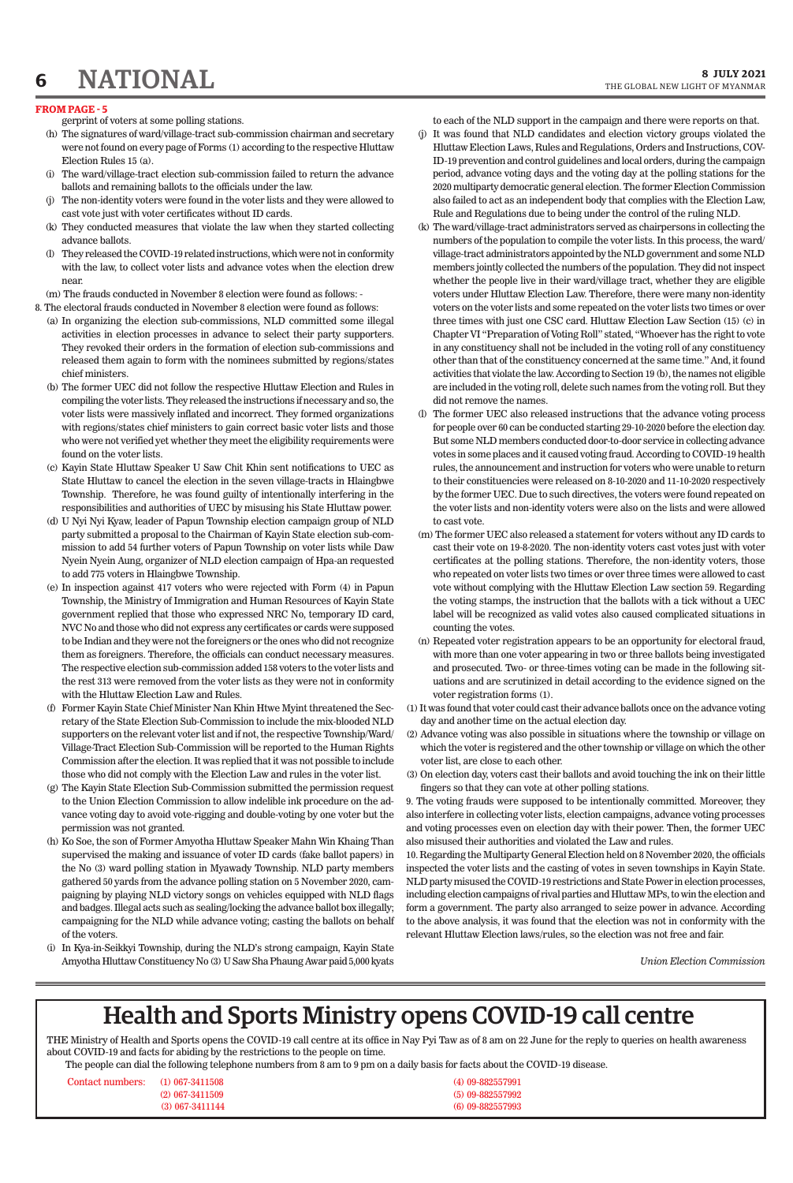**FROM PAGE - 5**

gerprint of voters at some polling stations.

(h) The signatures of ward/village-tract sub-commission chairman and secretary were not found on every page of Forms (1) according to the respective Hluttaw Election Rules 15 (a).

(i) The ward/village-tract election sub-commission failed to return the advance ballots and remaining ballots to the officials under the law.

(j) The non-identity voters were found in the voter lists and they were allowed to cast vote just with voter certificates without ID cards.

(k) They conducted measures that violate the law when they started collecting advance ballots.

(l) They released the COVID-19 related instructions, which were not in conformity with the law, to collect voter lists and advance votes when the election drew near.

(m) The frauds conducted in November 8 election were found as follows: -

8. The electoral frauds conducted in November 8 election were found as follows:

(a) In organizing the election sub-commissions, NLD committed some illegal activities in election processes in advance to select their party supporters. They revoked their orders in the formation of election sub-commissions and released them again to form with the nominees submitted by regions/states chief ministers.

(b) The former UEC did not follow the respective Hluttaw Election and Rules in compiling the voter lists. They released the instructions if necessary and so, the voter lists were massively inflated and incorrect. They formed organizations with regions/states chief ministers to gain correct basic voter lists and those who were not verified yet whether they meet the eligibility requirements were found on the voter lists.

(c) Kayin State Hluttaw Speaker U Saw Chit Khin sent notifications to UEC as State Hluttaw to cancel the election in the seven village-tracts in Hlaingbwe Township. Therefore, he was found guilty of intentionally interfering in the responsibilities and authorities of UEC by misusing his State Hluttaw power.

(d) U Nyi Nyi Kyaw, leader of Papun Township election campaign group of NLD party submitted a proposal to the Chairman of Kayin State election sub-commission to add 54 further voters of Papun Township on voter lists while Daw Nyein Nyein Aung, organizer of NLD election campaign of Hpa-an requested to add 775 voters in Hlaingbwe Township.

(e) In inspection against 417 voters who were rejected with Form (4) in Papun Township, the Ministry of Immigration and Human Resources of Kayin State government replied that those who expressed NRC No, temporary ID card, NVC No and those who did not express any certificates or cards were supposed to be Indian and they were not the foreigners or the ones who did not recognize them as foreigners. Therefore, the officials can conduct necessary measures. The respective election sub-commission added 158 voters to the voter lists and the rest 313 were removed from the voter lists as they were not in conformity with the Hluttaw Election Law and Rules.

(f) Former Kayin State Chief Minister Nan Khin Htwe Myint threatened the Secretary of the State Election Sub-Commission to include the mix-blooded NLD supporters on the relevant voter list and if not, the respective Township/Ward/Village-Tract Election Sub-Commission will be reported to the Human Rights Commission after the election. It was replied that it was not possible to include those who did not comply with the Election Law and rules in the voter list.

(g) The Kayin State Election Sub-Commission submitted the permission request to the Union Election Commission to allow indelible ink procedure on the advance voting day to avoid vote-rigging and double-voting by one voter but the permission was not granted.

(h) Ko Soe, the son of Former Amyotha Hluttaw Speaker Mahn Win Khaing Than supervised the making and issuance of voter ID cards (fake ballot papers) in the No (3) ward polling station in Myawady Township. NLD party members gathered 50 yards from the advance polling station on 5 November 2020, campaigning by playing NLD victory songs on vehicles equipped with NLD flags and badges. Illegal acts such as sealing/locking the advance ballot box illegally; campaigning for the NLD while advance voting; casting the ballots on behalf of the voters.

(i) In Kya-in-Seikkyi Township, during the NLD's strong campaign, Kayin State Amyotha Hluttaw Constituency No (3) U Saw Sha Phaung Awar paid 5,000 kyats to each of the NLD support in the campaign and there were reports on that.

(j) It was found that NLD candidates and election victory groups violated the Hluttaw Election Laws, Rules and Regulations, Orders and Instructions, COVID-19 prevention and control guidelines and local orders, during the campaign period, advance voting days and the voting day at the polling stations for the 2020 multiparty democratic general election. The former Election Commission also failed to act as an independent body that complies with the Election Law, Rule and Regulations due to being under the control of the ruling NLD.

(k) The ward/village-tract administrators served as chairpersons in collecting the numbers of the population to compile the voter lists. In this process, the ward/village-tract administrators appointed by the NLD government and some NLD members jointly collected the numbers of the population. They did not inspect whether the people live in their ward/village tract, whether they are eligible voters under Hluttaw Election Law. Therefore, there were many non-identity voters on the voter lists and some repeated on the voter lists two times or over three times with just one CSC card. Hluttaw Election Law Section (15) (c) in Chapter VI "Preparation of Voting Roll" stated, "Whoever has the right to vote in any constituency shall not be included in the voting roll of any constituency other than that of the constituency concerned at the same time." And, it found activities that violate the law. According to Section 19 (b), the names not eligible are included in the voting roll, delete such names from the voting roll. But they did not remove the names.

(l) The former UEC also released instructions that the advance voting process for people over 60 can be conducted starting 29-10-2020 before the election day. But some NLD members conducted door-to-door service in collecting advance votes in some places and it caused voting fraud. According to COVID-19 health rules, the announcement and instruction for voters who were unable to return to their constituencies were released on 8-10-2020 and 11-10-2020 respectively by the former UEC. Due to such directives, the voters were found repeated on the voter lists and non-identity voters were also on the lists and were allowed to cast vote.

(m) The former UEC also released a statement for voters without any ID cards to cast their vote on 19-8-2020. The non-identity voters cast votes just with voter certificates at the polling stations. Therefore, the non-identity voters, those who repeated on voter lists two times or over three times were allowed to cast vote without complying with the Hluttaw Election Law section 59. Regarding the voting stamps, the instruction that the ballots with a tick without a UEC label will be recognized as valid votes also caused complicated situations in counting the votes.

(n) Repeated voter registration appears to be an opportunity for electoral fraud, with more than one voter appearing in two or three ballots being investigated and prosecuted. Two- or three-times voting can be made in the following situations and are scrutinized in detail according to the evidence signed on the voter registration forms (1).

(1) It was found that voter could cast their advance ballots once on the advance voting day and another time on the actual election day.

(2) Advance voting was also possible in situations where the township or village on which the voter is registered and the other township or village on which the voter list, are close to each other.

(3) On election day, voters cast their ballots and avoid touching the ink on their little fingers so that they can vote at other polling stations.

9. The voting frauds were supposed to be intentionally committed. Moreover, they also interfere in collecting voter lists, election campaigns, advance voting processes and voting processes even on election day with their power. Then, the former UEC also misused their authorities and violated the Law and rules.

10. Regarding the Multiparty General Election held on 8 November 2020, the officials inspected the voter lists and the casting of votes in seven townships in Kayin State. NLD party misused the COVID-19 restrictions and State Power in election processes, including election campaigns of rival parties and Hluttaw MPs, to win the election and form a government. The party also arranged to seize power in advance. According to the above analysis, it was found that the election was not in conformity with the relevant Hluttaw Election laws/rules, so the election was not free and fair.

*Union Election Commission*

# Health and Sports Ministry opens COVID-19 call centre

THE Ministry of Health and Sports opens the COVID-19 call centre at its office in Nay Pyi Taw as of 8 am on 22 June for the reply to queries on health awareness about COVID-19 and facts for abiding by the restrictions to the people on time.

The people can dial the following telephone numbers from 8 am to 9 pm on a daily basis for facts about the COVID-19 disease.

Contact numbers:
(1) 067-3411508
(2) 067-3411509
(3) 067-3411144
(4) 09-882557991
(5) 09-882557992
(6) 09-882557993